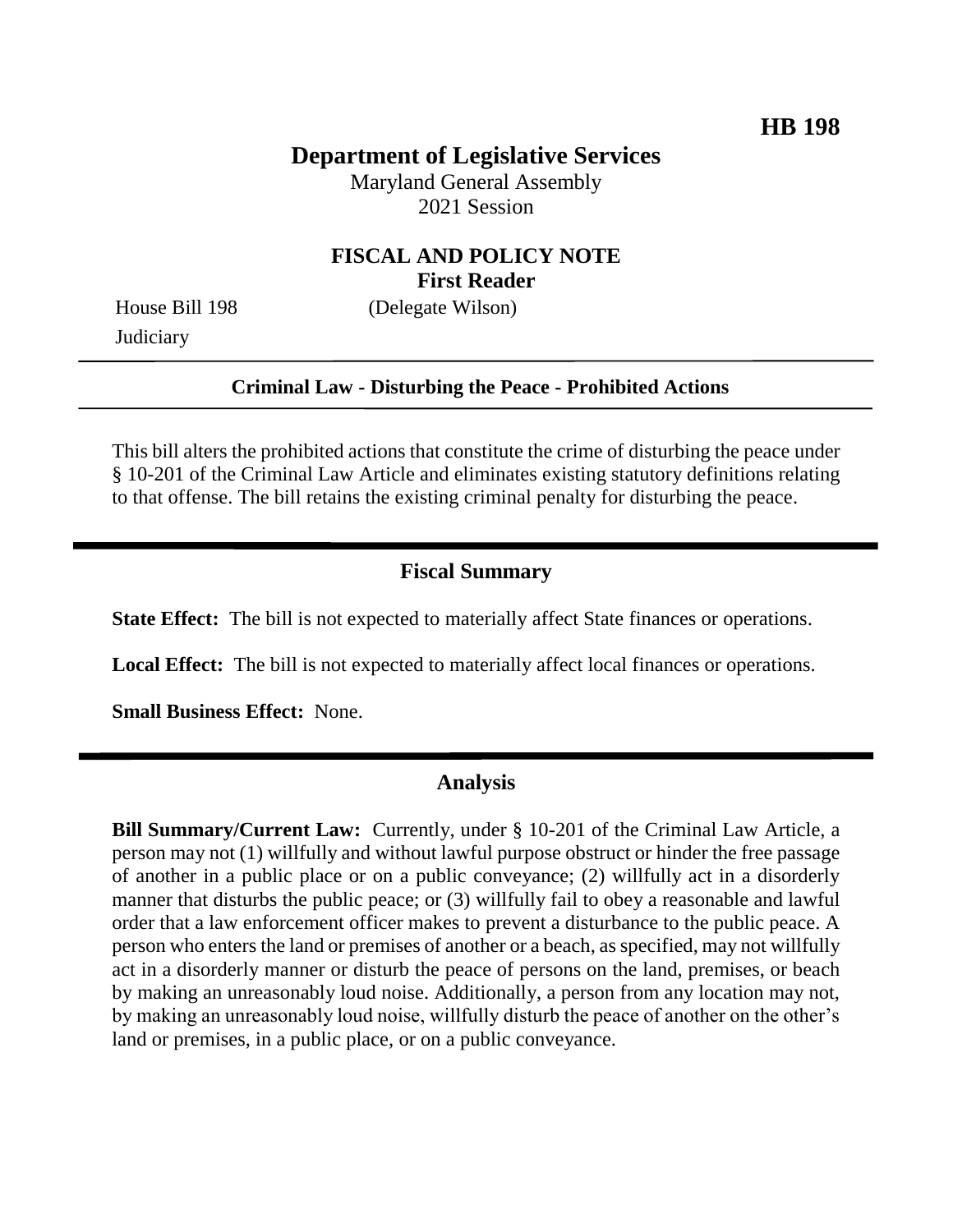**HB 198**

# Department of Legislative Services

Maryland General Assembly
2021 Session

## FISCAL AND POLICY NOTE
**First Reader**

House Bill 198 (Delegate Wilson)
Judiciary

---

**Criminal Law - Disturbing the Peace - Prohibited Actions**

---

This bill alters the prohibited actions that constitute the crime of disturbing the peace under § 10-201 of the Criminal Law Article and eliminates existing statutory definitions relating to that offense. The bill retains the existing criminal penalty for disturbing the peace.

---

## Fiscal Summary

**State Effect:** The bill is not expected to materially affect State finances or operations.

**Local Effect:** The bill is not expected to materially affect local finances or operations.

**Small Business Effect:** None.

---

## Analysis

**Bill Summary/Current Law:** Currently, under § 10-201 of the Criminal Law Article, a person may not (1) willfully and without lawful purpose obstruct or hinder the free passage of another in a public place or on a public conveyance; (2) willfully act in a disorderly manner that disturbs the public peace; or (3) willfully fail to obey a reasonable and lawful order that a law enforcement officer makes to prevent a disturbance to the public peace. A person who enters the land or premises of another or a beach, as specified, may not willfully act in a disorderly manner or disturb the peace of persons on the land, premises, or beach by making an unreasonably loud noise. Additionally, a person from any location may not, by making an unreasonably loud noise, willfully disturb the peace of another on the other's land or premises, in a public place, or on a public conveyance.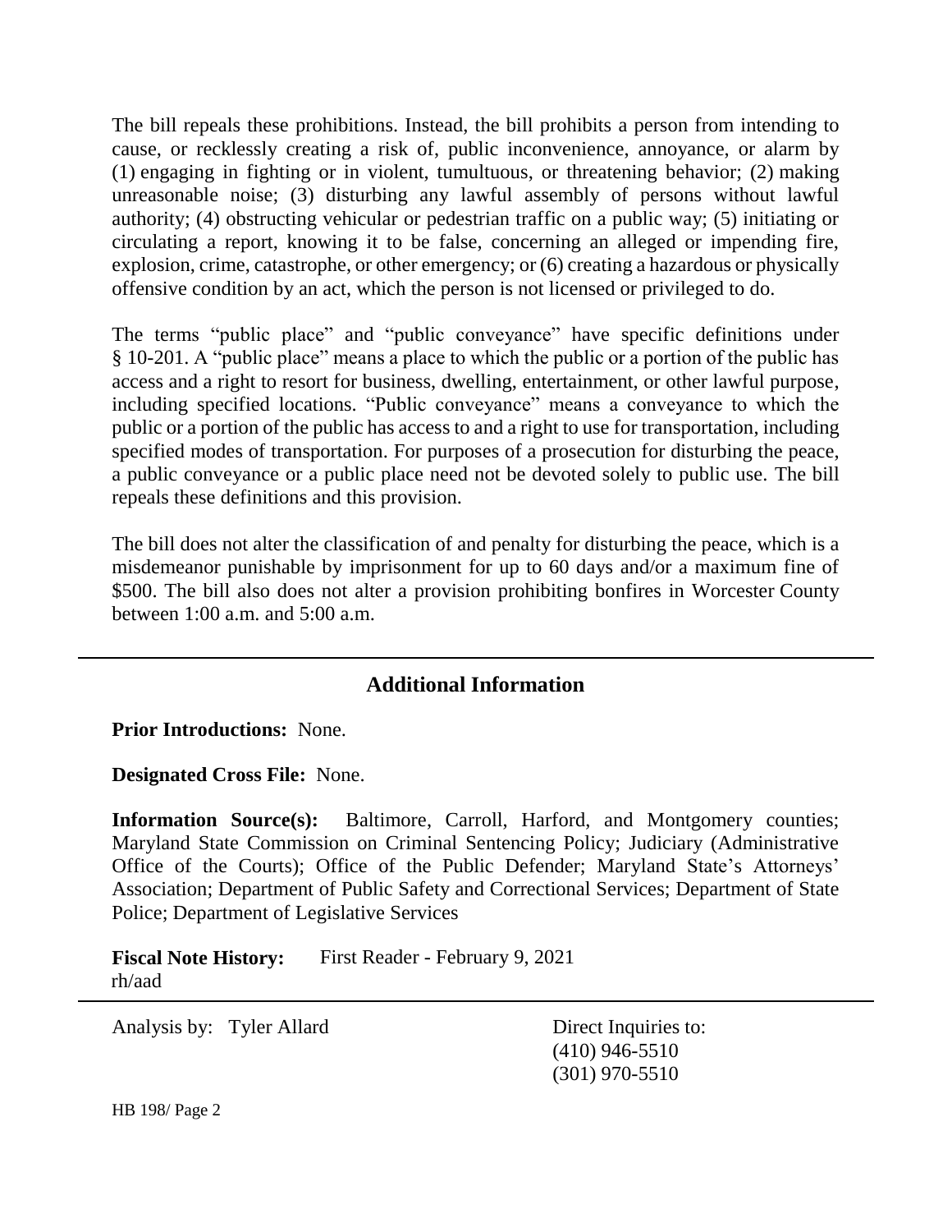The bill repeals these prohibitions. Instead, the bill prohibits a person from intending to cause, or recklessly creating a risk of, public inconvenience, annoyance, or alarm by (1) engaging in fighting or in violent, tumultuous, or threatening behavior; (2) making unreasonable noise; (3) disturbing any lawful assembly of persons without lawful authority; (4) obstructing vehicular or pedestrian traffic on a public way; (5) initiating or circulating a report, knowing it to be false, concerning an alleged or impending fire, explosion, crime, catastrophe, or other emergency; or (6) creating a hazardous or physically offensive condition by an act, which the person is not licensed or privileged to do.

The terms "public place" and "public conveyance" have specific definitions under § 10-201. A "public place" means a place to which the public or a portion of the public has access and a right to resort for business, dwelling, entertainment, or other lawful purpose, including specified locations. "Public conveyance" means a conveyance to which the public or a portion of the public has access to and a right to use for transportation, including specified modes of transportation. For purposes of a prosecution for disturbing the peace, a public conveyance or a public place need not be devoted solely to public use. The bill repeals these definitions and this provision.

The bill does not alter the classification of and penalty for disturbing the peace, which is a misdemeanor punishable by imprisonment for up to 60 days and/or a maximum fine of $500. The bill also does not alter a provision prohibiting bonfires in Worcester County between 1:00 a.m. and 5:00 a.m.

## Additional Information

**Prior Introductions:** None.

**Designated Cross File:** None.

**Information Source(s):** Baltimore, Carroll, Harford, and Montgomery counties; Maryland State Commission on Criminal Sentencing Policy; Judiciary (Administrative Office of the Courts); Office of the Public Defender; Maryland State's Attorneys' Association; Department of Public Safety and Correctional Services; Department of State Police; Department of Legislative Services

**Fiscal Note History:** First Reader - February 9, 2021
rh/aad

Analysis by: Tyler Allard

Direct Inquiries to:
(410) 946-5510
(301) 970-5510